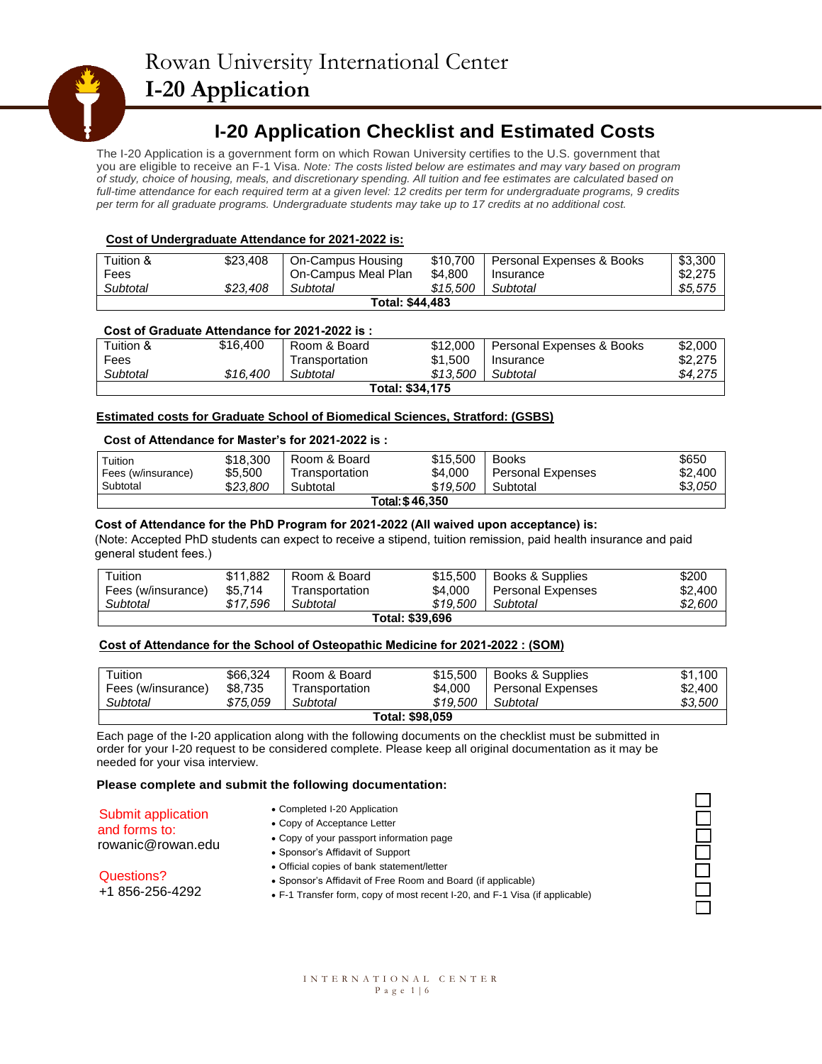# Rowan University International Center

# I-20 Application

## I-20 Application Checklist and Estimated Costs

The I-20 Application is a government form on which Rowan University certifies to the U.S. government that you are eligible to receive an F-1 Visa. *Note: The costs listed below are estimates and may vary based on program of study, choice of housing, meals, and discretionary spending. All tuition and fee estimates are calculated based on full-time attendance for each required term at a given level: 12 credits per term for undergraduate programs, 9 credits per term for all graduate programs. Undergraduate students may take up to 17 credits at no additional cost.*

**Cost of Undergraduate Attendance for 2021-2022 is:**

| | | | | | |
|---|---|---|---|---|---|
| Tuition & Fees | $23,408 | On-Campus Housing | $10,700 | Personal Expenses & Books | $3,300 |
| | | On-Campus Meal Plan | $4,800 | Insurance | $2,275 |
| *Subtotal* | *$23,408* | *Subtotal* | *$15,500* | *Subtotal* | *$5,575* |
| **Total: $44,483** | | | | | |

**Cost of Graduate Attendance for 2021-2022 is :**

| | | | | | |
|---|---|---|---|---|---|
| Tuition & Fees | $16,400 | Room & Board | $12,000 | Personal Expenses & Books | $2,000 |
| | | Transportation | $1,500 | Insurance | $2,275 |
| *Subtotal* | *$16,400* | *Subtotal* | *$13,500* | *Subtotal* | *$4,275* |
| **Total: $34,175** | | | | | |

**Estimated costs for Graduate School of Biomedical Sciences, Stratford: (GSBS)**

**Cost of Attendance for Master's for 2021-2022 is :**

| | | | | | |
|---|---|---|---|---|---|
| Tuition | $18,300 | Room & Board | $15,500 | Books | $650 |
| Fees (w/insurance) | $5,500 | Transportation | $4,000 | Personal Expenses | $2,400 |
| Subtotal | *$23,800* | Subtotal | *$19,500* | Subtotal | *$3,050* |
| **Total: $ 46,350** | | | | | |

**Cost of Attendance for the PhD Program for 2021-2022 (All waived upon acceptance) is:**
(Note: Accepted PhD students can expect to receive a stipend, tuition remission, paid health insurance and paid general student fees.)

| | | | | | |
|---|---|---|---|---|---|
| Tuition | $11,882 | Room & Board | $15,500 | Books & Supplies | $200 |
| Fees (w/insurance) | $5,714 | Transportation | $4,000 | Personal Expenses | $2,400 |
| *Subtotal* | *$17,596* | *Subtotal* | *$19,500* | *Subtotal* | *$2,600* |
| **Total: $39,696** | | | | | |

**Cost of Attendance for the School of Osteopathic Medicine for 2021-2022 : (SOM)**

| | | | | | |
|---|---|---|---|---|---|
| Tuition | $66,324 | Room & Board | $15,500 | Books & Supplies | $1,100 |
| Fees (w/insurance) | $8,735 | Transportation | $4,000 | Personal Expenses | $2,400 |
| *Subtotal* | *$75,059* | *Subtotal* | *$19,500* | *Subtotal* | *$3,500* |
| **Total: $98,059** | | | | | |

Each page of the I-20 application along with the following documents on the checklist must be submitted in order for your I-20 request to be considered complete. Please keep all original documentation as it may be needed for your visa interview.

**Please complete and submit the following documentation:**

Submit application and forms to:
rowanic@rowan.edu

Questions?
+1 856-256-4292

- Completed I-20 Application ☐
- Copy of Acceptance Letter ☐
- Copy of your passport information page ☐
- Sponsor's Affidavit of Support ☐
- Official copies of bank statement/letter ☐
- Sponsor's Affidavit of Free Room and Board (if applicable) ☐
- F-1 Transfer form, copy of most recent I-20, and F-1 Visa (if applicable) ☐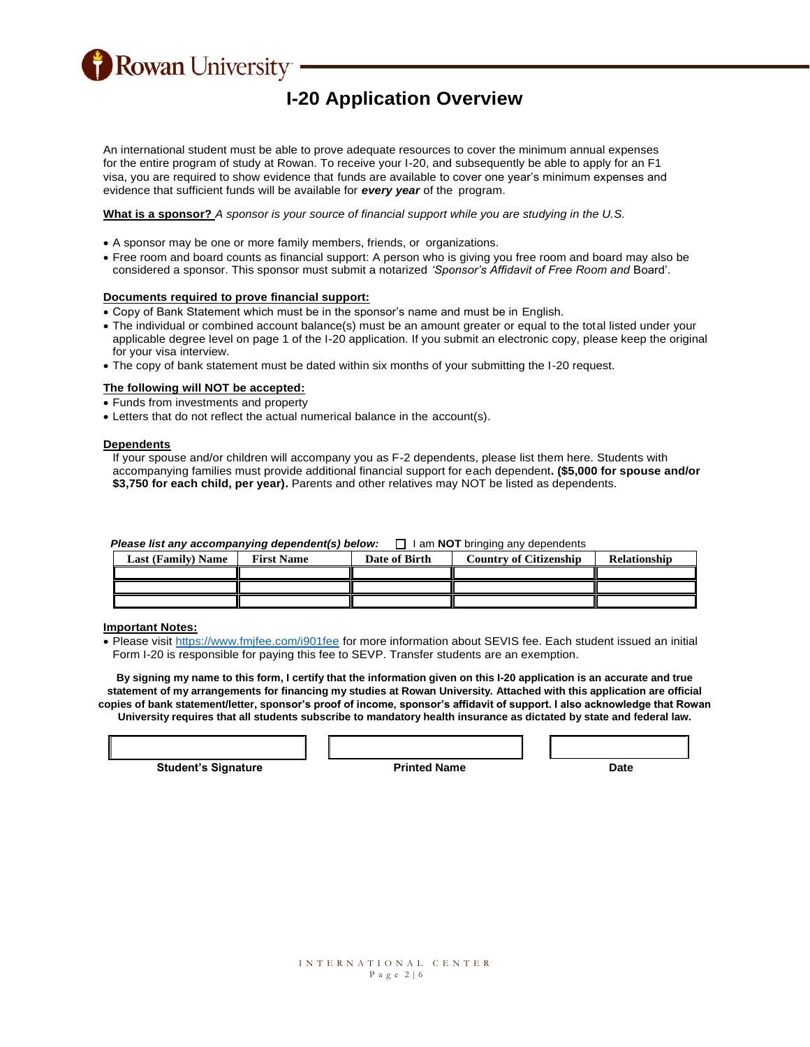# I-20 Application Overview

An international student must be able to prove adequate resources to cover the minimum annual expenses for the entire program of study at Rowan. To receive your I-20, and subsequently be able to apply for an F1 visa, you are required to show evidence that funds are available to cover one year's minimum expenses and evidence that sufficient funds will be available for ***every year*** of the program.

**What is a sponsor?** *A sponsor is your source of financial support while you are studying in the U.S.*

- A sponsor may be one or more family members, friends, or organizations.
- Free room and board counts as financial support: A person who is giving you free room and board may also be considered a sponsor. This sponsor must submit a notarized *'Sponsor's Affidavit of Free Room and* Board'.

**Documents required to prove financial support:**

- Copy of Bank Statement which must be in the sponsor's name and must be in English.
- The individual or combined account balance(s) must be an amount greater or equal to the total listed under your applicable degree level on page 1 of the I-20 application. If you submit an electronic copy, please keep the original for your visa interview.
- The copy of bank statement must be dated within six months of your submitting the I-20 request.

**The following will NOT be accepted:**

- Funds from investments and property
- Letters that do not reflect the actual numerical balance in the account(s).

**Dependents**

If your spouse and/or children will accompany you as F-2 dependents, please list them here. Students with accompanying families must provide additional financial support for each dependent**. ($5,000 for spouse and/or $3,750 for each child, per year).** Parents and other relatives may NOT be listed as dependents.

***Please list any accompanying dependent(s) below:*** ☐ I am **NOT** bringing any dependents

| Last (Family) Name | First Name | Date of Birth | Country of Citizenship | Relationship |
|---|---|---|---|---|
| | | | | |
| | | | | |
| | | | | |

**Important Notes:**

- Please visit https://www.fmjfee.com/i901fee for more information about SEVIS fee. Each student issued an initial Form I-20 is responsible for paying this fee to SEVP. Transfer students are an exemption.

**By signing my name to this form, I certify that the information given on this I-20 application is an accurate and true statement of my arrangements for financing my studies at Rowan University. Attached with this application are official copies of bank statement/letter, sponsor's proof of income, sponsor's affidavit of support. I also acknowledge that Rowan University requires that all students subscribe to mandatory health insurance as dictated by state and federal law.**

| | | |
|---|---|---|
| **Student's Signature** | **Printed Name** | **Date** |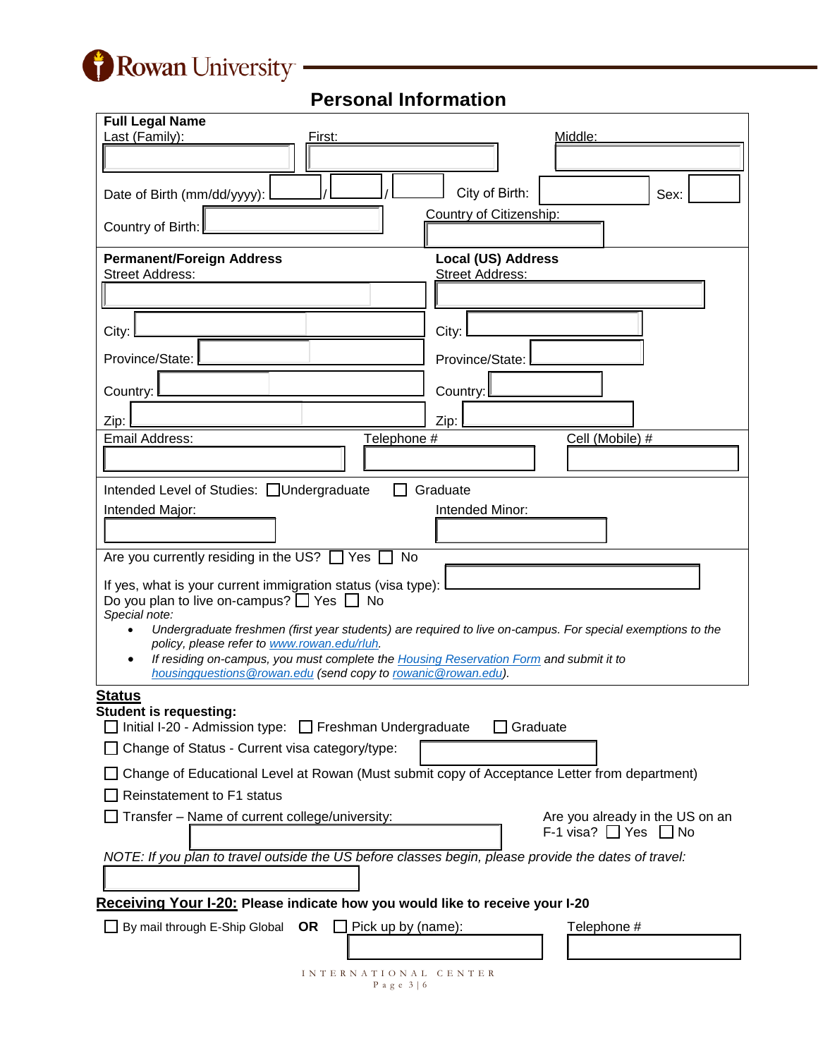# Personal Information

**Full Legal Name**

Last (Family): ______ First: ______ Middle: ______

Date of Birth (mm/dd/yyyy): ____ / ____ / ____ City of Birth: ______ Sex: ______

Country of Birth: ______ Country of Citizenship: ______

**Permanent/Foreign Address**

Street Address: ______

City: ______

Province/State: ______

Country: ______

Zip: ______

**Local (US) Address**

Street Address: ______

City: ______

Province/State: ______

Country: ______

Zip: ______

Email Address: ______ Telephone # ______ Cell (Mobile) # ______

Intended Level of Studies: ☐ Undergraduate ☐ Graduate

Intended Major: ______ Intended Minor: ______

Are you currently residing in the US? ☐ Yes ☐ No

If yes, what is your current immigration status (visa type): ______

Do you plan to live on-campus? ☐ Yes ☐ No

*Special note:*

- *Undergraduate freshmen (first year students) are required to live on-campus. For special exemptions to the policy, please refer to [www.rowan.edu/rluh](www.rowan.edu/rluh).*
- *If residing on-campus, you must complete the Housing Reservation Form and submit it to housingquestions@rowan.edu (send copy to rowanic@rowan.edu).*

## Status

**Student is requesting:**

☐ Initial I-20 - Admission type: ☐ Freshman Undergraduate ☐ Graduate

☐ Change of Status - Current visa category/type: ______

☐ Change of Educational Level at Rowan (Must submit copy of Acceptance Letter from department)

☐ Reinstatement to F1 status

☐ Transfer – Name of current college/university: ______ Are you already in the US on an F-1 visa? ☐ Yes ☐ No

*NOTE: If you plan to travel outside the US before classes begin, please provide the dates of travel:*

______

## Receiving Your I-20: Please indicate how you would like to receive your I-20

☐ By mail through E-Ship Global **OR** ☐ Pick up by (name): ______ Telephone # ______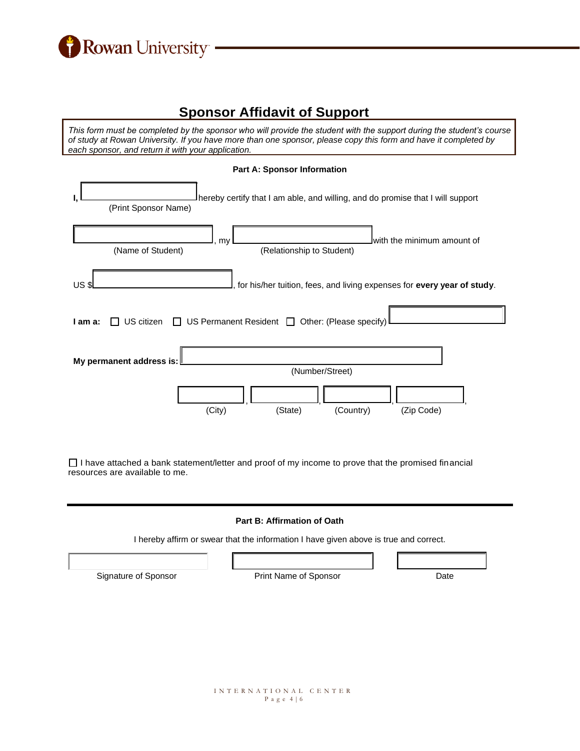# Sponsor Affidavit of Support

*This form must be completed by the sponsor who will provide the student with the support during the student's course of study at Rowan University. If you have more than one sponsor, please copy this form and have it completed by each sponsor, and return it with your application.*

**Part A: Sponsor Information**

**I,** ____________________ hereby certify that I am able, and willing, and do promise that I will support
(Print Sponsor Name)

____________________, my ____________________ with the minimum amount of
(Name of Student) (Relationship to Student)

US $____________________, for his/her tuition, fees, and living expenses for **every year of study**.

**I am a:** ☐ US citizen ☐ US Permanent Resident ☐ Other: (Please specify) ____________________

**My permanent address is:** ____________________
(Number/Street)

__________, __________, __________, __________,
(City) (State) (Country) (Zip Code)

☐ I have attached a bank statement/letter and proof of my income to prove that the promised financial resources are available to me.

---

**Part B: Affirmation of Oath**

I hereby affirm or swear that the information I have given above is true and correct.

| ____________________ | ____________________ | __________ |
|---|---|---|
| Signature of Sponsor | Print Name of Sponsor | Date |

INTERNATIONAL CENTER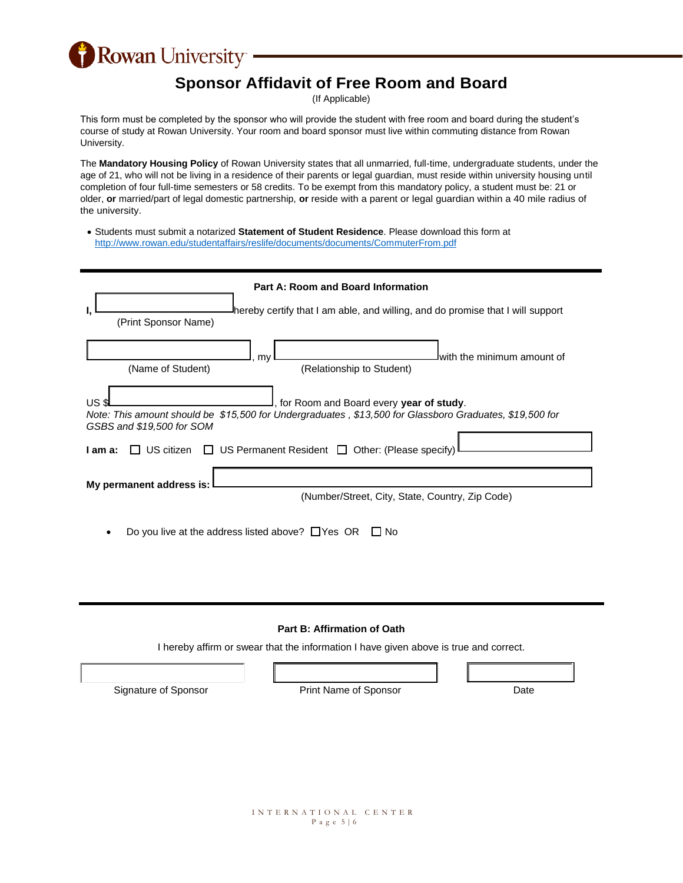Rowan University

# Sponsor Affidavit of Free Room and Board

(If Applicable)

This form must be completed by the sponsor who will provide the student with free room and board during the student's course of study at Rowan University. Your room and board sponsor must live within commuting distance from Rowan University.

The **Mandatory Housing Policy** of Rowan University states that all unmarried, full-time, undergraduate students, under the age of 21, who will not be living in a residence of their parents or legal guardian, must reside within university housing until completion of four full-time semesters or 58 credits. To be exempt from this mandatory policy, a student must be: 21 or older, **or** married/part of legal domestic partnership, **or** reside with a parent or legal guardian within a 40 mile radius of the university.

- Students must submit a notarized **Statement of Student Residence**. Please download this form at http://www.rowan.edu/studentaffairs/reslife/documents/documents/CommuterFrom.pdf

---

## Part A: Room and Board Information

**I,** ____________________ hereby certify that I am able, and willing, and do promise that I will support
(Print Sponsor Name)

____________________, my ____________________ with the minimum amount of
(Name of Student) (Relationship to Student)

US $____________________, for Room and Board every **year of study**.

*Note: This amount should be $15,500 for Undergraduates , $13,500 for Glassboro Graduates, $19,500 for GSBS and $19,500 for SOM*

**I am a:** ☐ US citizen ☐ US Permanent Resident ☐ Other: (Please specify) ____________________

**My permanent address is:** ____________________
(Number/Street, City, State, Country, Zip Code)

- Do you live at the address listed above? ☐ Yes OR ☐ No

---

## Part B: Affirmation of Oath

I hereby affirm or swear that the information I have given above is true and correct.

| ____________________ | ____________________ | ____________________ |
|---|---|---|
| Signature of Sponsor | Print Name of Sponsor | Date |

INTERNATIONAL CENTER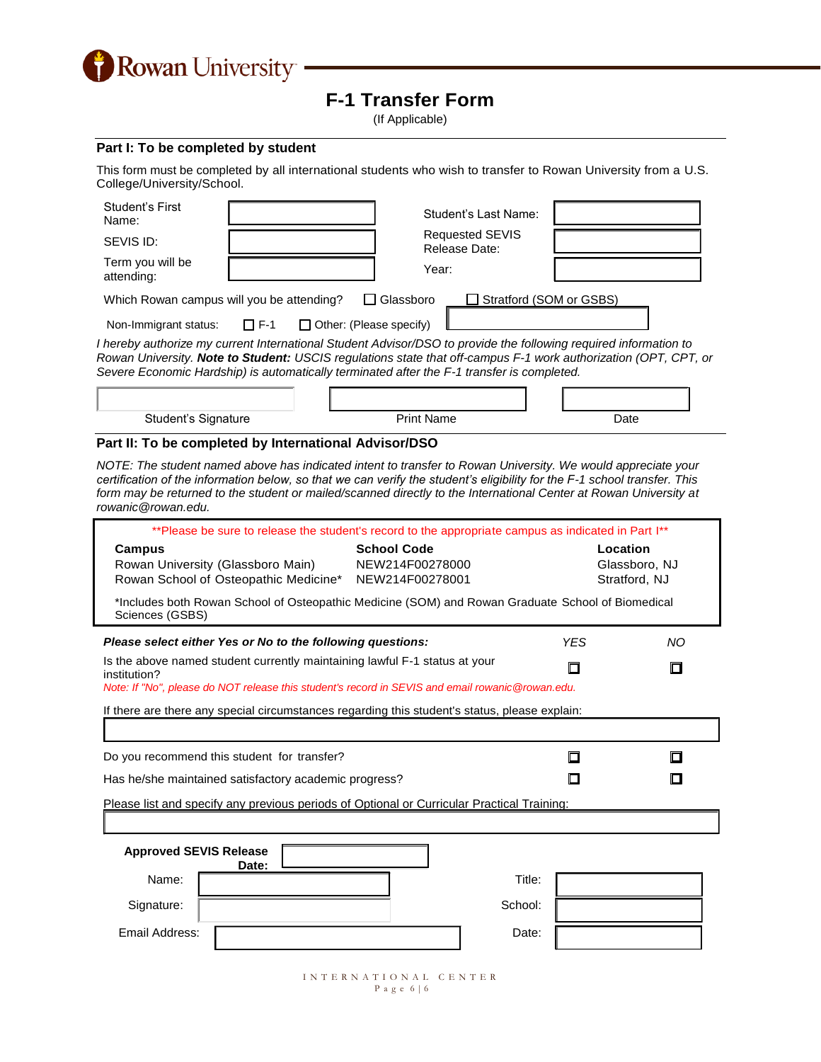Rowan University

# F-1 Transfer Form

(If Applicable)

## Part I: To be completed by student

This form must be completed by all international students who wish to transfer to Rowan University from a U.S. College/University/School.

| | | | |
|---|---|---|---|
| Student's First Name: | | Student's Last Name: | |
| SEVIS ID: | | Requested SEVIS Release Date: | |
| Term you will be attending: | | Year: | |

Which Rowan campus will you be attending? ☐ Glassboro ☐ Stratford (SOM or GSBS)

Non-Immigrant status: ☐ F-1 ☐ Other: (Please specify) ______

*I hereby authorize my current International Student Advisor/DSO to provide the following required information to Rowan University.* ***Note to Student:*** *USCIS regulations state that off-campus F-1 work authorization (OPT, CPT, or Severe Economic Hardship) is automatically terminated after the F-1 transfer is completed.*

| | | |
|---|---|---|
| Student's Signature | Print Name | Date |

## Part II: To be completed by International Advisor/DSO

*NOTE: The student named above has indicated intent to transfer to Rowan University. We would appreciate your certification of the information below, so that we can verify the student's eligibility for the F-1 school transfer. This form may be returned to the student or mailed/scanned directly to the International Center at Rowan University at rowanic@rowan.edu.*

**Please be sure to release the student's record to the appropriate campus as indicated in Part I**

| Campus | School Code | Location |
|---|---|---|
| Rowan University (Glassboro Main) | NEW214F00278000 | Glassboro, NJ |
| Rowan School of Osteopathic Medicine* | NEW214F00278001 | Stratford, NJ |

*Includes both Rowan School of Osteopathic Medicine (SOM) and Rowan Graduate School of Biomedical Sciences (GSBS)

| ***Please select either Yes or No to the following questions:*** | *YES* | *NO* |
|---|---|---|
| Is the above named student currently maintaining lawful F-1 status at your institution? *Note: If "No", please do NOT release this student's record in SEVIS and email rowanic@rowan.edu.* | ☐ | ☐ |

If there are there any special circumstances regarding this student's status, please explain:

______

| | *YES* | *NO* |
|---|---|---|
| Do you recommend this student for transfer? | ☐ | ☐ |
| Has he/she maintained satisfactory academic progress? | ☐ | ☐ |

Please list and specify any previous periods of Optional or Curricular Practical Training:

______

**Approved SEVIS Release Date:** ______

| | | | |
|---|---|---|---|
| Name: | | Title: | |
| Signature: | | School: | |
| Email Address: | | Date: | |

INTERNATIONAL CENTER